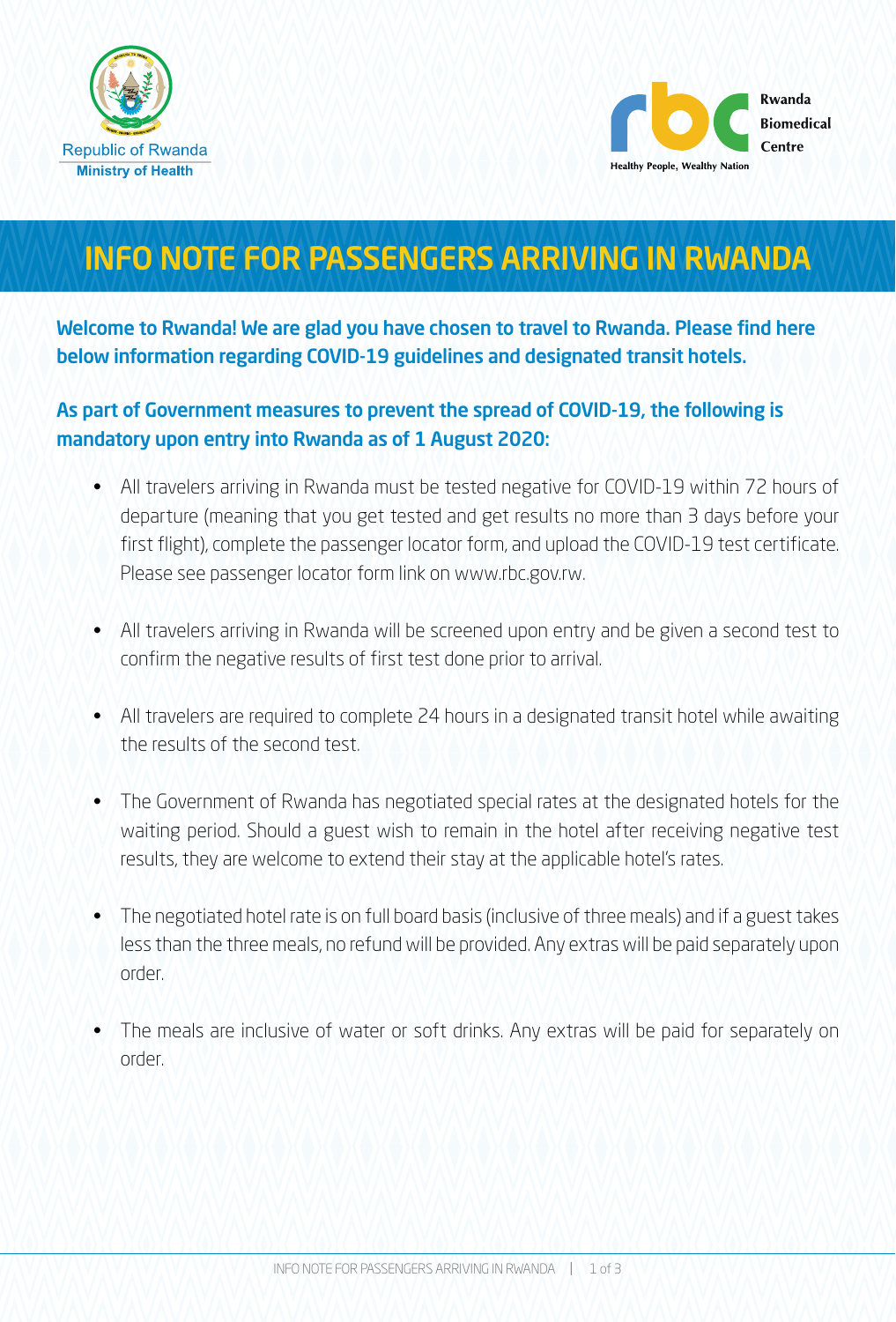Republic of Rwanda
Ministry of Health

Rwanda Biomedical Centre
Healthy People, Wealthy Nation

# INFO NOTE FOR PASSENGERS ARRIVING IN RWANDA

**Welcome to Rwanda! We are glad you have chosen to travel to Rwanda. Please find here below information regarding COVID-19 guidelines and designated transit hotels.**

**As part of Government measures to prevent the spread of COVID-19, the following is mandatory upon entry into Rwanda as of 1 August 2020:**

- All travelers arriving in Rwanda must be tested negative for COVID-19 within 72 hours of departure (meaning that you get tested and get results no more than 3 days before your first flight), complete the passenger locator form, and upload the COVID-19 test certificate. Please see passenger locator form link on www.rbc.gov.rw.
- All travelers arriving in Rwanda will be screened upon entry and be given a second test to confirm the negative results of first test done prior to arrival.
- All travelers are required to complete 24 hours in a designated transit hotel while awaiting the results of the second test.
- The Government of Rwanda has negotiated special rates at the designated hotels for the waiting period. Should a guest wish to remain in the hotel after receiving negative test results, they are welcome to extend their stay at the applicable hotel's rates.
- The negotiated hotel rate is on full board basis (inclusive of three meals) and if a guest takes less than the three meals, no refund will be provided. Any extras will be paid separately upon order.
- The meals are inclusive of water or soft drinks. Any extras will be paid for separately on order.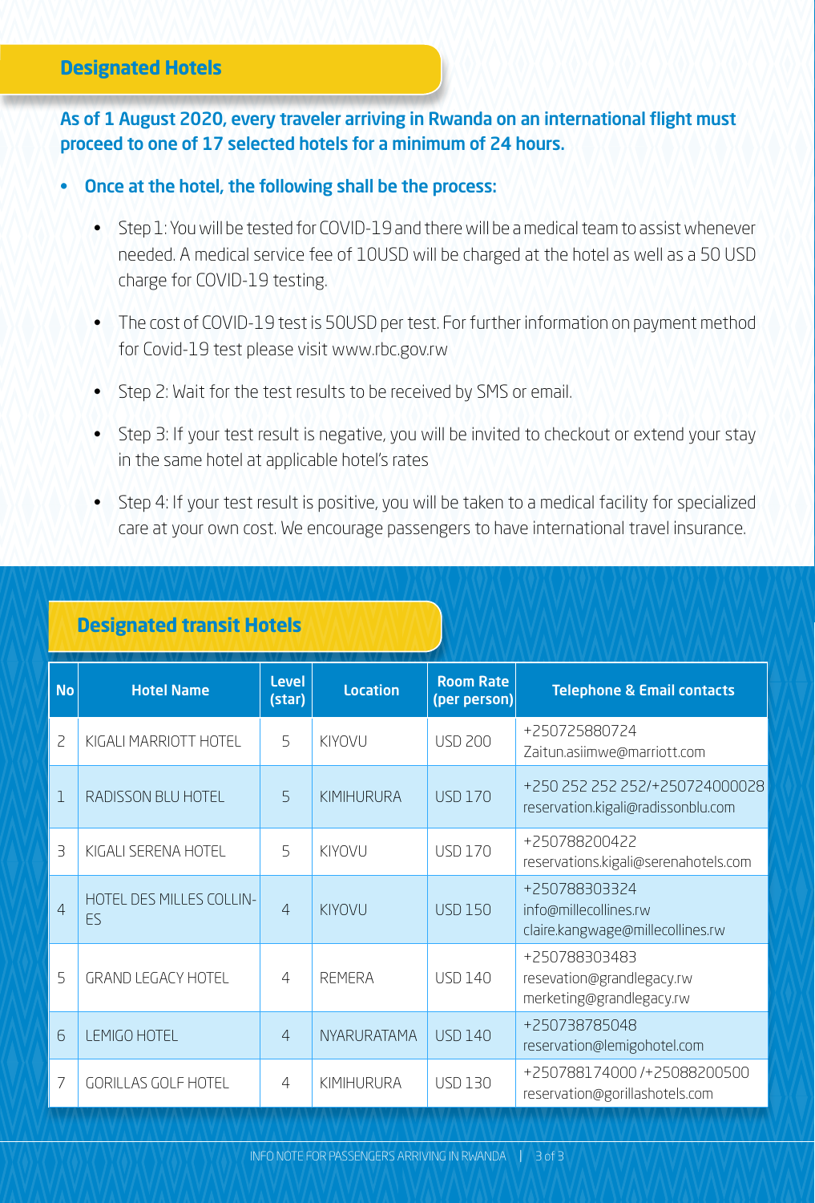## Designated Hotels

**As of 1 August 2020, every traveler arriving in Rwanda on an international flight must proceed to one of 17 selected hotels for a minimum of 24 hours.**

- **Once at the hotel, the following shall be the process:**
  - Step 1: You will be tested for COVID-19 and there will be a medical team to assist whenever needed. A medical service fee of 10USD will be charged at the hotel as well as a 50 USD charge for COVID-19 testing.
  - The cost of COVID-19 test is 50USD per test. For further information on payment method for Covid-19 test please visit www.rbc.gov.rw
  - Step 2: Wait for the test results to be received by SMS or email.
  - Step 3: If your test result is negative, you will be invited to checkout or extend your stay in the same hotel at applicable hotel's rates
  - Step 4: If your test result is positive, you will be taken to a medical facility for specialized care at your own cost. We encourage passengers to have international travel insurance.

## Designated transit Hotels

| No | Hotel Name | Level (star) | Location | Room Rate (per person) | Telephone & Email contacts |
|---|---|---|---|---|---|
| 2 | KIGALI MARRIOTT HOTEL | 5 | KIYOVU | USD 200 | +250725880724<br>Zaitun.asiimwe@marriott.com |
| 1 | RADISSON BLU HOTEL | 5 | KIMIHURURA | USD 170 | +250 252 252 252/+250724000028<br>reservation.kigali@radissonblu.com |
| 3 | KIGALI SERENA HOTEL | 5 | KIYOVU | USD 170 | +250788200422<br>reservations.kigali@serenahotels.com |
| 4 | HOTEL DES MILLES COLLIN-ES | 4 | KIYOVU | USD 150 | +250788303324<br>info@millecollines.rw<br>claire.kangwage@millecollines.rw |
| 5 | GRAND LEGACY HOTEL | 4 | REMERA | USD 140 | +250788303483<br>resevation@grandlegacy.rw<br>merketing@grandlegacy.rw |
| 6 | LEMIGO HOTEL | 4 | NYARURATAMA | USD 140 | +250738785048<br>reservation@lemigohotel.com |
| 7 | GORILLAS GOLF HOTEL | 4 | KIMIHURURA | USD 130 | +250788174000 /+25088200500<br>reservation@gorillashotels.com |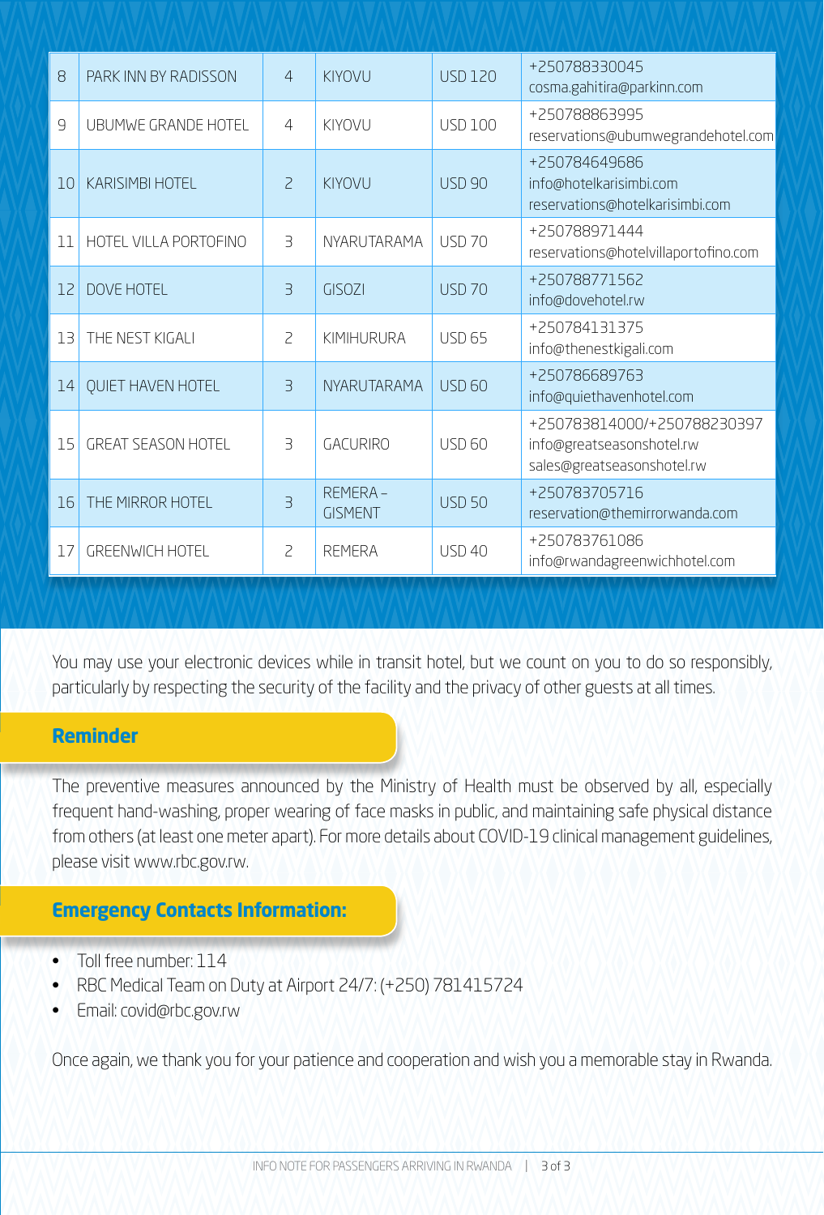| | | | | | |
|---|---|---|---|---|---|
| 8 | PARK INN BY RADISSON | 4 | KIYOVU | USD 120 | +250788330045 cosma.gahitira@parkinn.com |
| 9 | UBUMWE GRANDE HOTEL | 4 | KIYOVU | USD 100 | +250788863995 reservations@ubumwegrandehotel.com |
| 10 | KARISIMBI HOTEL | 2 | KIYOVU | USD 90 | +250784649686 info@hotelkarisimbi.com reservations@hotelkarisimbi.com |
| 11 | HOTEL VILLA PORTOFINO | 3 | NYARUTARAMA | USD 70 | +250788971444 reservations@hotelvillaportofino.com |
| 12 | DOVE HOTEL | 3 | GISOZI | USD 70 | +250788771562 info@dovehotel.rw |
| 13 | THE NEST KIGALI | 2 | KIMIHURURA | USD 65 | +250784131375 info@thenestkigali.com |
| 14 | QUIET HAVEN HOTEL | 3 | NYARUTARAMA | USD 60 | +250786689763 info@quiethavenhotel.com |
| 15 | GREAT SEASON HOTEL | 3 | GACURIRO | USD 60 | +250783814000/+250788230397 info@greatseasonshotel.rw sales@greatseasonshotel.rw |
| 16 | THE MIRROR HOTEL | 3 | REMERA – GISMENT | USD 50 | +250783705716 reservation@themirrorwanda.com |
| 17 | GREENWICH HOTEL | 2 | REMERA | USD 40 | +250783761086 info@rwandagreenwichhotel.com |

You may use your electronic devices while in transit hotel, but we count on you to do so responsibly, particularly by respecting the security of the facility and the privacy of other guests at all times.

## Reminder

The preventive measures announced by the Ministry of Health must be observed by all, especially frequent hand-washing, proper wearing of face masks in public, and maintaining safe physical distance from others (at least one meter apart). For more details about COVID-19 clinical management guidelines, please visit www.rbc.gov.rw.

## Emergency Contacts Information:

- Toll free number: 114
- RBC Medical Team on Duty at Airport 24/7: (+250) 781415724
- Email: covid@rbc.gov.rw

Once again, we thank you for your patience and cooperation and wish you a memorable stay in Rwanda.